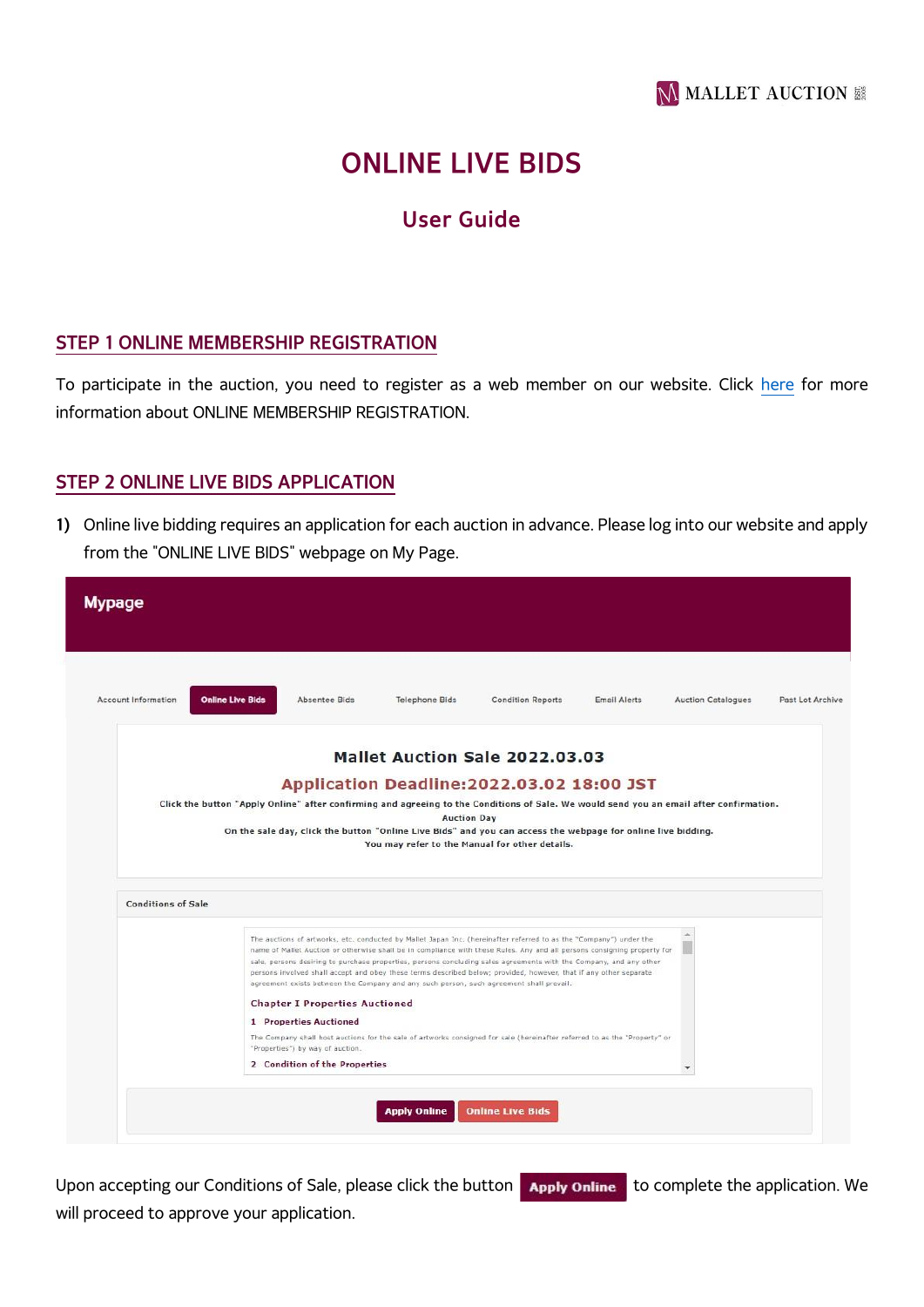# ONLINE LIVE BIDS

## User Guide

### STEP 1 ONLINE MEMBERSHIP REGISTRATION

To participate in the auction, you need to register as a web member on our website. Click here for more information about ONLINE MEMBERSHIP REGISTRATION.

### STEP 2 ONLINE LIVE BIDS APPLICATION

**1)** Online live bidding requires an application for each auction in advance. Please log into our website and apply from the "ONLINE LIVE BIDS" webpage on My Page.

Mypage

Account Information | Online Live Bids | Absentee Bids | Telephone Bids | Condition Reports | Email Alerts | Auction Catalogues | Past Lot Archive

**Mallet Auction Sale 2022.03.03**

**Application Deadline:2022.03.02 18:00 JST**

Click the button "Apply Online" after confirming and agreeing to the Conditions of Sale. We would send you an email after confirmation.
Auction Day
On the sale day, click the button "Online Live Bids" and you can access the webpage for online live bidding.
You may refer to the Manual for other details.

Conditions of Sale

The auctions of artworks, etc. conducted by Mallet Japan Inc. (hereinafter referred to as the "Company") under the name of Mallet Auction or otherwise shall be in compliance with these Rules. Any and all persons consigning property for sale, persons desiring to purchase properties, persons concluding sales agreements with the Company, and any other persons involved shall accept and obey these terms described below; provided, however, that if any other separate agreement exists between the Company and any such person, such agreement shall prevail.

Chapter I Properties Auctioned

1 Properties Auctioned

The Company shall host auctions for the sale of artworks consigned for sale (hereinafter referred to as the "Property" or "Properties") by way of auction.

2 Condition of the Properties

Apply Online | Online Live Bids

Upon accepting our Conditions of Sale, please click the button **Apply Online** to complete the application. We will proceed to approve your application.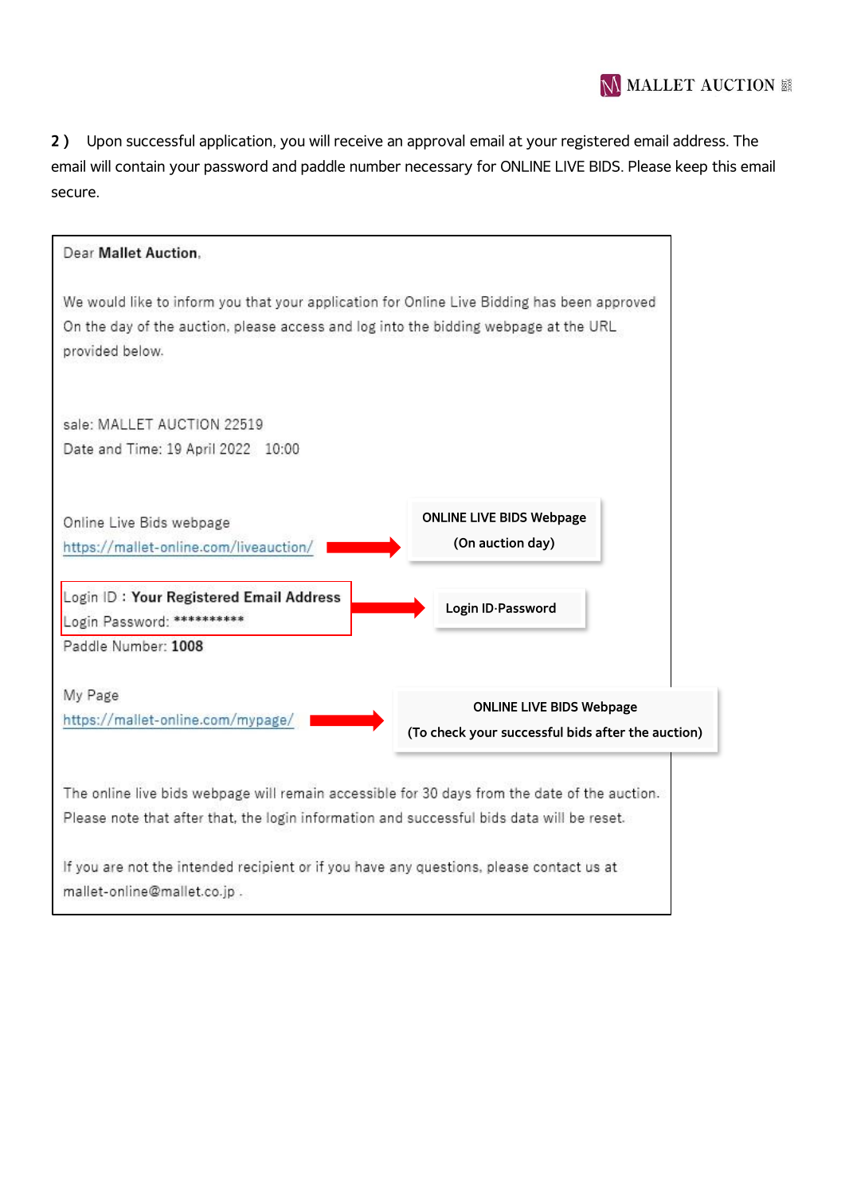**2 )** Upon successful application, you will receive an approval email at your registered email address. The email will contain your password and paddle number necessary for ONLINE LIVE BIDS. Please keep this email secure.

> Dear **Mallet Auction**,
>
> We would like to inform you that your application for Online Live Bidding has been approved On the day of the auction, please access and log into the bidding webpage at the URL provided below.
>
> sale: MALLET AUCTION 22519
> Date and Time: 19 April 2022 10:00
>
> Online Live Bids webpage
> https://mallet-online.com/liveauction/ → **ONLINE LIVE BIDS Webpage (On auction day)**
>
> Login ID : **Your Registered Email Address**
> Login Password: ********** → **Login ID·Password**
> Paddle Number: **1008**
>
> My Page
> https://mallet-online.com/mypage/ → **ONLINE LIVE BIDS Webpage (To check your successful bids after the auction)**
>
> The online live bids webpage will remain accessible for 30 days from the date of the auction. Please note that after that, the login information and successful bids data will be reset.
>
> If you are not the intended recipient or if you have any questions, please contact us at mallet-online@mallet.co.jp .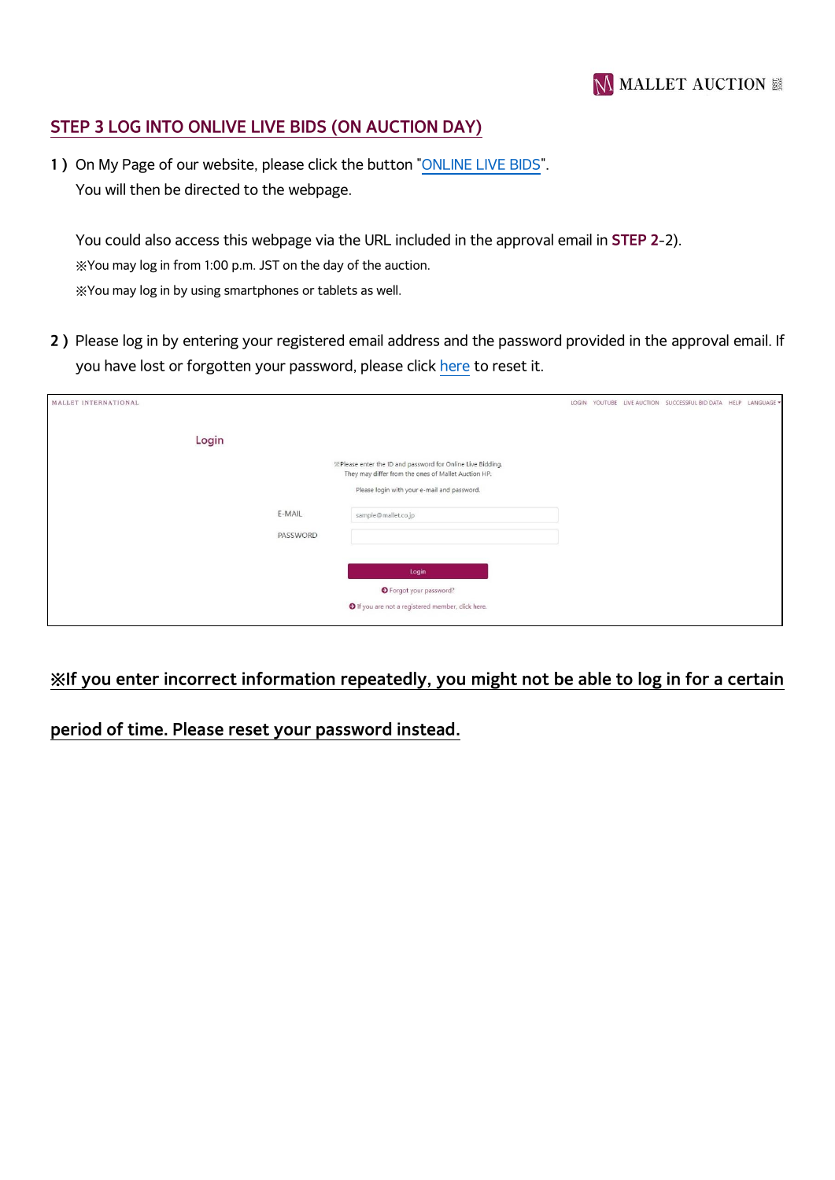## STEP 3 LOG INTO ONLIVE LIVE BIDS (ON AUCTION DAY)

**1 )** On My Page of our website, please click the button "ONLINE LIVE BIDS".
You will then be directed to the webpage.

You could also access this webpage via the URL included in the approval email in **STEP 2**-2).
※You may log in from 1:00 p.m. JST on the day of the auction.
※You may log in by using smartphones or tablets as well.

**2 )** Please log in by entering your registered email address and the password provided in the approval email. If you have lost or forgotten your password, please click here to reset it.

MALLET INTERNATIONAL

LOGIN YOUTUBE LIVE AUCTION SUCCESSFUL BID DATA HELP LANGUAGE

Login

※Please enter the ID and password for Online Live Bidding.
They may differ from the ones of Mallet Auction HP.

Please login with your e-mail and password.

E-MAIL sample@mallet.co.jp

PASSWORD

Login

Forgot your password?

If you are not a registered member, click here.

**※If you enter incorrect information repeatedly, you might not be able to log in for a certain period of time. Please reset your password instead.**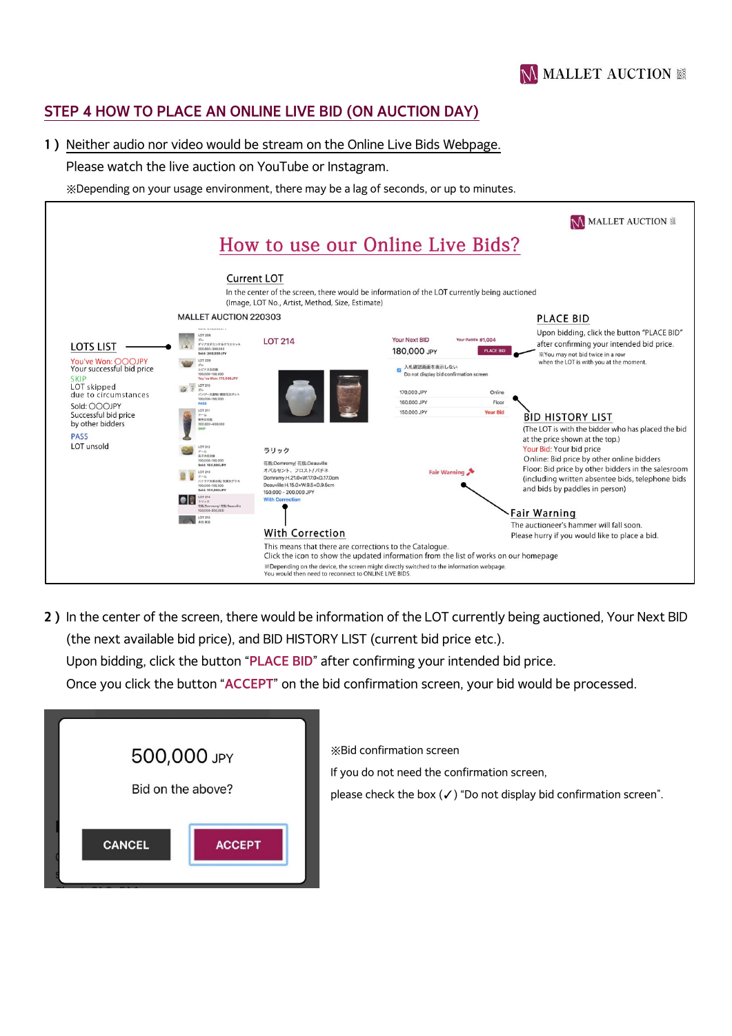## STEP 4 HOW TO PLACE AN ONLINE LIVE BID (ON AUCTION DAY)

1 ) Neither audio nor video would be stream on the Online Live Bids Webpage.

Please watch the live auction on YouTube or Instagram.

※Depending on your usage environment, there may be a lag of seconds, or up to minutes.

### How to use our Online Live Bids?

**Current LOT**
In the center of the screen, there would be information of the LOT currently being auctioned (Image, LOT No., Artist, Method, Size, Estimate)

MALLET AUCTION 220303

**LOTS LIST**
You've Won: 〇〇〇JPY
Your successful bid price
SKIP
LOT skipped due to circumstances
Sold: 〇〇〇JPY
Successful bid price by other bidders
PASS
LOT unsold

**PLACE BID**
Upon bidding, click the button "PLACE BID" after confirming your intended bid price.
※You may not bid twice in a row when the LOT is with you at the moment.

**BID HISTORY LIST**
(The LOT is with the bidder who has placed the bid at the price shown at the top.)
Your Bid: Your bid price
Online: Bid price by other online bidders
Floor: Bid price by other bidders in the salesroom (including written absentee bids, telephone bids and bids by paddles in person)

**Fair Warning**
The auctioneer's hammer will fall soon.
Please hurry if you would like to place a bid.

**With Correction**
This means that there are corrections to the Catalogue.
Click the icon to show the updated information from the list of works on our homepage
※Depending on the device, the screen might directly switched to the information webpage.
You would then need to reconnect to ONLINE LIVE BIDS.

2 ) In the center of the screen, there would be information of the LOT currently being auctioned, Your Next BID (the next available bid price), and BID HISTORY LIST (current bid price etc.).

Upon bidding, click the button "**PLACE BID**" after confirming your intended bid price.

Once you click the button "**ACCEPT**" on the bid confirmation screen, your bid would be processed.

500,000 JPY
Bid on the above?
CANCEL ACCEPT

※Bid confirmation screen

If you do not need the confirmation screen,

please check the box (✓) "Do not display bid confirmation screen".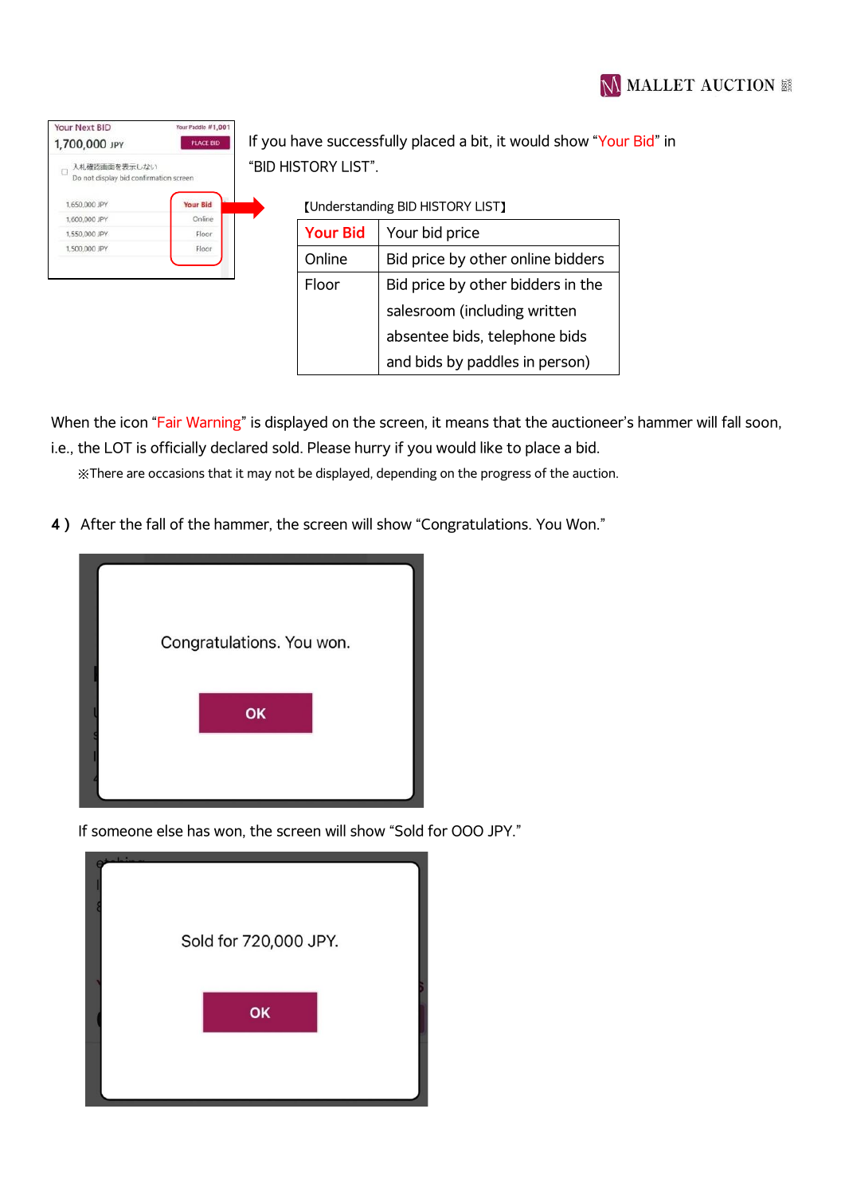If you have successfully placed a bit, it would show “Your Bid” in “BID HISTORY LIST”.

【Understanding BID HISTORY LIST】

| Your Bid | Your bid price |
|---|---|
| Online | Bid price by other online bidders |
| Floor | Bid price by other bidders in the salesroom (including written absentee bids, telephone bids and bids by paddles in person) |

When the icon “Fair Warning” is displayed on the screen, it means that the auctioneer’s hammer will fall soon, i.e., the LOT is officially declared sold. Please hurry if you would like to place a bid.

※There are occasions that it may not be displayed, depending on the progress of the auction.

**4）** After the fall of the hammer, the screen will show “Congratulations. You Won.”

If someone else has won, the screen will show “Sold for OOO JPY.”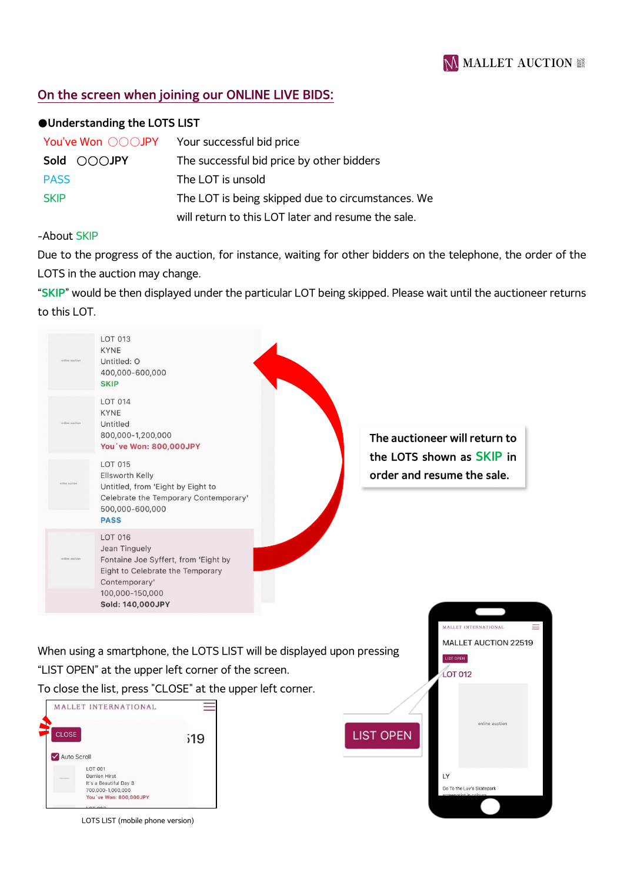## On the screen when joining our ONLINE LIVE BIDS:

**●Understanding the LOTS LIST**

| | |
|---|---|
| You've Won 〇〇〇JPY | Your successful bid price |
| **Sold 〇〇〇JPY** | The successful bid price by other bidders |
| PASS | The LOT is unsold |
| SKIP | The LOT is being skipped due to circumstances. We will return to this LOT later and resume the sale. |

-About SKIP

Due to the progress of the auction, for instance, waiting for other bidders on the telephone, the order of the LOTS in the auction may change.

"**SKIP**" would be then displayed under the particular LOT being skipped. Please wait until the auctioneer returns to this LOT.

LOT 013
KYNE
Untitled: O
400,000-600,000
**SKIP**

LOT 014
KYNE
Untitled
800,000-1,200,000
**You`ve Won: 800,000JPY**

LOT 015
Ellsworth Kelly
Untitled, from 'Eight by Eight to Celebrate the Temporary Contemporary'
500,000-600,000
**PASS**

LOT 016
Jean Tinguely
Fontaine Joe Syffert, from 'Eight by Eight to Celebrate the Temporary Contemporary'
100,000-150,000
**Sold: 140,000JPY**

**The auctioneer will return to the LOTS shown as SKIP in order and resume the sale.**

When using a smartphone, the LOTS LIST will be displayed upon pressing "LIST OPEN" at the upper left corner of the screen.

To close the list, press "CLOSE" at the upper left corner.

LOTS LIST (mobile phone version)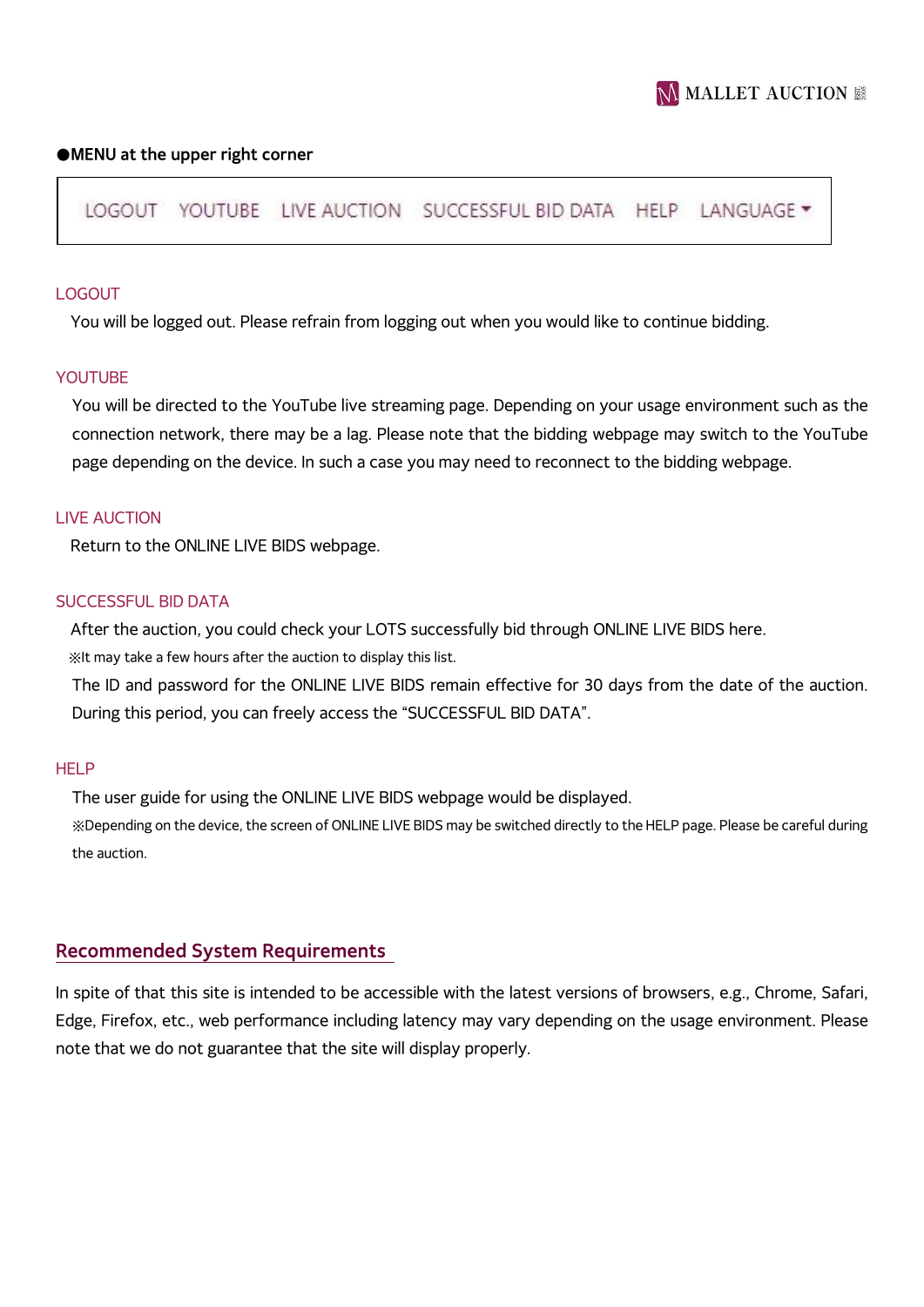●**MENU at the upper right corner**

LOGOUT YOUTUBE LIVE AUCTION SUCCESSFUL BID DATA HELP LANGUAGE ▾

### LOGOUT

You will be logged out. Please refrain from logging out when you would like to continue bidding.

### YOUTUBE

You will be directed to the YouTube live streaming page. Depending on your usage environment such as the connection network, there may be a lag. Please note that the bidding webpage may switch to the YouTube page depending on the device. In such a case you may need to reconnect to the bidding webpage.

### LIVE AUCTION

Return to the ONLINE LIVE BIDS webpage.

### SUCCESSFUL BID DATA

After the auction, you could check your LOTS successfully bid through ONLINE LIVE BIDS here.

※It may take a few hours after the auction to display this list.

The ID and password for the ONLINE LIVE BIDS remain effective for 30 days from the date of the auction. During this period, you can freely access the “SUCCESSFUL BID DATA”.

### HELP

The user guide for using the ONLINE LIVE BIDS webpage would be displayed.

※Depending on the device, the screen of ONLINE LIVE BIDS may be switched directly to the HELP page. Please be careful during the auction.

## Recommended System Requirements

In spite of that this site is intended to be accessible with the latest versions of browsers, e.g., Chrome, Safari, Edge, Firefox, etc., web performance including latency may vary depending on the usage environment. Please note that we do not guarantee that the site will display properly.